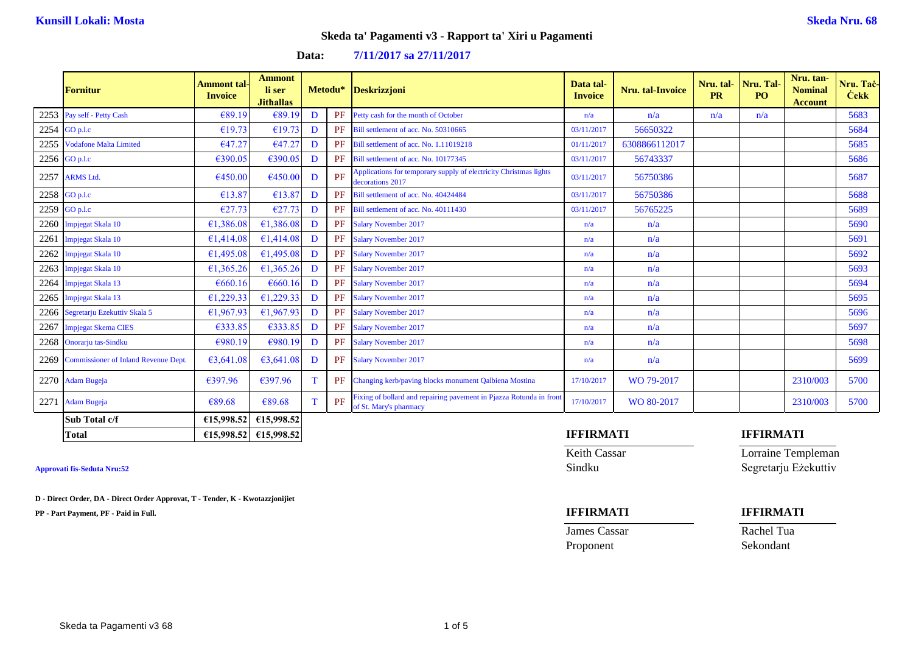**Kunsill Lokali: Mosta** **Skeda Nru. 68**

## Skeda ta' Pagamenti v3 - Rapport ta' Xiri u Pagamenti

**Data: 7/11/2017 sa 27/11/2017**

| | Fornitur | Ammont tal-Invoice | Ammont li ser Jithallas | Metodu* | | Deskrizzjoni | Data tal-Invoice | Nru. tal-Invoice | Nru. tal-PR | Nru. Tal-PO | Nru. tan-Nominal Account | Nru. Taċ-Ċekk |
|---|---|---|---|---|---|---|---|---|---|---|---|---|
| 2253 | Pay self - Petty Cash | €89.19 | €89.19 | D | PF | Petty cash for the month of October | n/a | n/a | n/a | n/a | | 5683 |
| 2254 | GO p.l.c | €19.73 | €19.73 | D | PF | Bill settlement of acc. No. 50310665 | 03/11/2017 | 56650322 | | | | 5684 |
| 2255 | Vodafone Malta Limited | €47.27 | €47.27 | D | PF | Bill settlement of acc. No. 1.11019218 | 01/11/2017 | 6308866112017 | | | | 5685 |
| 2256 | GO p.l.c | €390.05 | €390.05 | D | PF | Bill settlement of acc. No. 10177345 | 03/11/2017 | 56743337 | | | | 5686 |
| 2257 | ARMS Ltd. | €450.00 | €450.00 | D | PF | Applications for temporary supply of electricity Christmas lights decorations 2017 | 03/11/2017 | 56750386 | | | | 5687 |
| 2258 | GO p.l.c | €13.87 | €13.87 | D | PF | Bill settlement of acc. No. 40424484 | 03/11/2017 | 56750386 | | | | 5688 |
| 2259 | GO p.l.c | €27.73 | €27.73 | D | PF | Bill settlement of acc. No. 40111430 | 03/11/2017 | 56765225 | | | | 5689 |
| 2260 | Impjegat Skala 10 | €1,386.08 | €1,386.08 | D | PF | Salary November 2017 | n/a | n/a | | | | 5690 |
| 2261 | Impjegat Skala 10 | €1,414.08 | €1,414.08 | D | PF | Salary November 2017 | n/a | n/a | | | | 5691 |
| 2262 | Impjegat Skala 10 | €1,495.08 | €1,495.08 | D | PF | Salary November 2017 | n/a | n/a | | | | 5692 |
| 2263 | Impjegat Skala 10 | €1,365.26 | €1,365.26 | D | PF | Salary November 2017 | n/a | n/a | | | | 5693 |
| 2264 | Impjegat Skala 13 | €660.16 | €660.16 | D | PF | Salary November 2017 | n/a | n/a | | | | 5694 |
| 2265 | Impjegat Skala 13 | €1,229.33 | €1,229.33 | D | PF | Salary November 2017 | n/a | n/a | | | | 5695 |
| 2266 | Segretarju Ezekuttiv Skala 5 | €1,967.93 | €1,967.93 | D | PF | Salary November 2017 | n/a | n/a | | | | 5696 |
| 2267 | Impjegat Skema CIES | €333.85 | €333.85 | D | PF | Salary November 2017 | n/a | n/a | | | | 5697 |
| 2268 | Onorarju tas-Sindku | €980.19 | €980.19 | D | PF | Salary November 2017 | n/a | n/a | | | | 5698 |
| 2269 | Commissioner of Inland Revenue Dept. | €3,641.08 | €3,641.08 | D | PF | Salary November 2017 | n/a | n/a | | | | 5699 |
| 2270 | Adam Bugeja | €397.96 | €397.96 | T | PF | Changing kerb/paving blocks monument Qalbiena Mostina | 17/10/2017 | WO 79-2017 | | | 2310/003 | 5700 |
| 2271 | Adam Bugeja | €89.68 | €89.68 | T | PF | Fixing of bollard and repairing pavement in Pjazza Rotunda in front of St. Mary's pharmacy | 17/10/2017 | WO 80-2017 | | | 2310/003 | 5700 |
| | **Sub Total c/f** | **€15,998.52** | **€15,998.52** | | | | | | | | | |
| | **Total** | **€15,998.52** | **€15,998.52** | | | | | | | | | |

**Approvati fis-Seduta Nru:52**

**D - Direct Order, DA - Direct Order Approvat, T - Tender, K - Kwotazzjonijiet**

**PP - Part Payment, PF - Paid in Full.**

| **IFFIRMATI** | **IFFIRMATI** |
|---|---|
| Keith Cassar | Lorraine Templeman |
| Sindku | Segretarju Eżekuttiv |

| **IFFIRMATI** | **IFFIRMATI** |
|---|---|
| James Cassar | Rachel Tua |
| Proponent | Sekondant |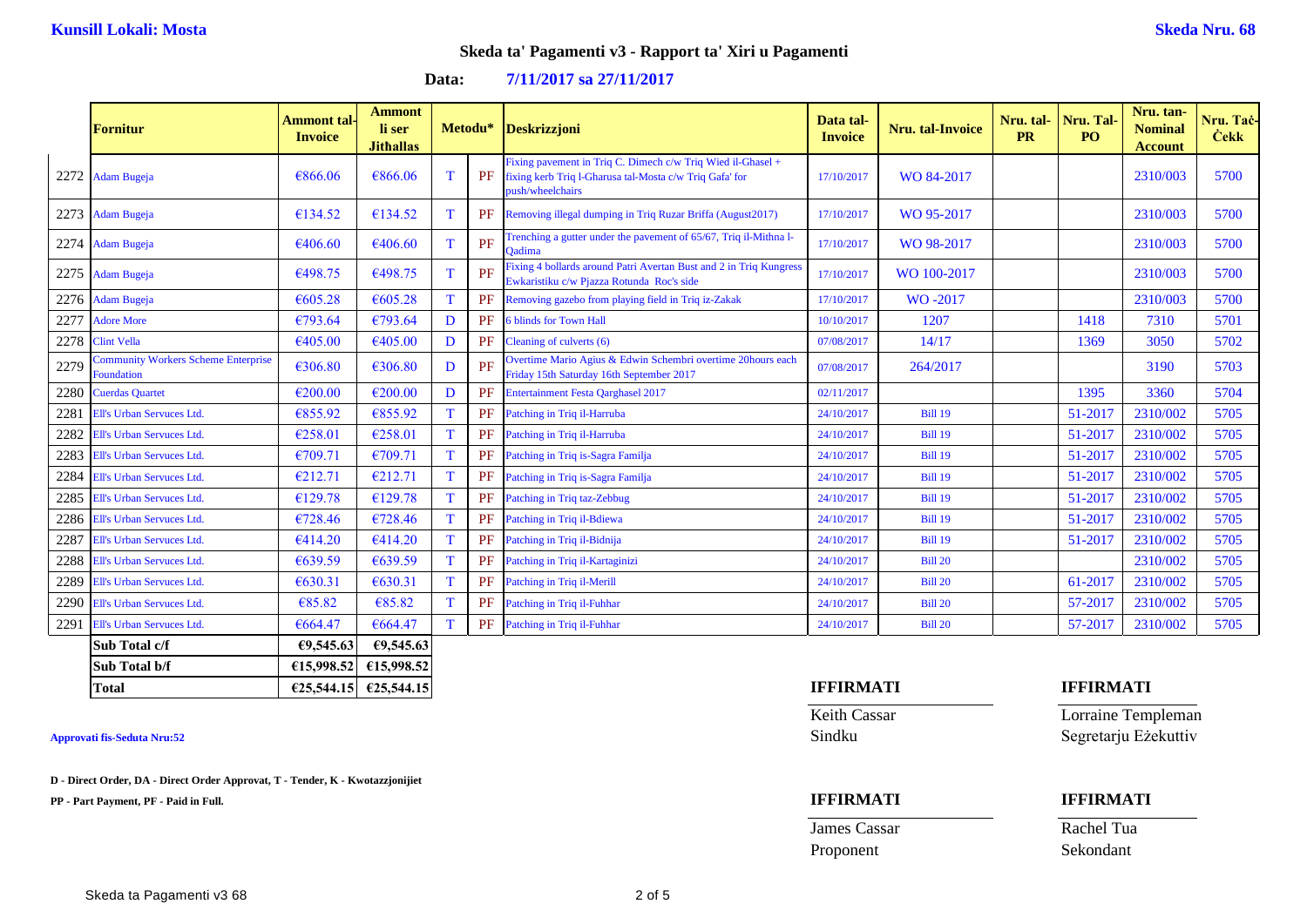**Kunsill Lokali: Mosta** **Skeda Nru. 68**

## Skeda ta' Pagamenti v3 - Rapport ta' Xiri u Pagamenti

**Data: 7/11/2017 sa 27/11/2017**

| | Fornitur | Ammont tal-Invoice | Ammont li ser Jithallas | Metodu* | | Deskrizzjoni | Data tal-Invoice | Nru. tal-Invoice | Nru. tal-PR | Nru. Tal-PO | Nru. tan-Nominal Account | Nru. Taċ-Ċekk |
|---|---|---|---|---|---|---|---|---|---|---|---|---|
| 2272 | Adam Bugeja | €866.06 | €866.06 | T | PF | Fixing pavement in Triq C. Dimech c/w Triq Wied il-Ghasel + fixing kerb Triq l-Gharusa tal-Mosta c/w Triq Gafa' for push/wheelchairs | 17/10/2017 | WO 84-2017 | | | 2310/003 | 5700 |
| 2273 | Adam Bugeja | €134.52 | €134.52 | T | PF | Removing illegal dumping in Triq Ruzar Briffa (August2017) | 17/10/2017 | WO 95-2017 | | | 2310/003 | 5700 |
| 2274 | Adam Bugeja | €406.60 | €406.60 | T | PF | Trenching a gutter under the pavement of 65/67, Triq il-Mithna l-Qadima | 17/10/2017 | WO 98-2017 | | | 2310/003 | 5700 |
| 2275 | Adam Bugeja | €498.75 | €498.75 | T | PF | Fixing 4 bollards around Patri Avertan Bust and 2 in Triq Kungress Ewkaristiku c/w Pjazza Rotunda Roc's side | 17/10/2017 | WO 100-2017 | | | 2310/003 | 5700 |
| 2276 | Adam Bugeja | €605.28 | €605.28 | T | PF | Removing gazebo from playing field in Triq iz-Zakak | 17/10/2017 | WO -2017 | | | 2310/003 | 5700 |
| 2277 | Adore More | €793.64 | €793.64 | D | PF | 6 blinds for Town Hall | 10/10/2017 | 1207 | | 1418 | 7310 | 5701 |
| 2278 | Clint Vella | €405.00 | €405.00 | D | PF | Cleaning of culverts (6) | 07/08/2017 | 14/17 | | 1369 | 3050 | 5702 |
| 2279 | Community Workers Scheme Enterprise Foundation | €306.80 | €306.80 | D | PF | Overtime Mario Agius & Edwin Schembri overtime 20hours each Friday 15th Saturday 16th September 2017 | 07/08/2017 | 264/2017 | | | 3190 | 5703 |
| 2280 | Cuerdas Quartet | €200.00 | €200.00 | D | PF | Entertainment Festa Qarghasel 2017 | 02/11/2017 | | | 1395 | 3360 | 5704 |
| 2281 | Ell's Urban Servuces Ltd. | €855.92 | €855.92 | T | PF | Patching in Triq il-Harruba | 24/10/2017 | Bill 19 | | 51-2017 | 2310/002 | 5705 |
| 2282 | Ell's Urban Servuces Ltd. | €258.01 | €258.01 | T | PF | Patching in Triq il-Harruba | 24/10/2017 | Bill 19 | | 51-2017 | 2310/002 | 5705 |
| 2283 | Ell's Urban Servuces Ltd. | €709.71 | €709.71 | T | PF | Patching in Triq is-Sagra Familja | 24/10/2017 | Bill 19 | | 51-2017 | 2310/002 | 5705 |
| 2284 | Ell's Urban Servuces Ltd. | €212.71 | €212.71 | T | PF | Patching in Triq is-Sagra Familja | 24/10/2017 | Bill 19 | | 51-2017 | 2310/002 | 5705 |
| 2285 | Ell's Urban Servuces Ltd. | €129.78 | €129.78 | T | PF | Patching in Triq taz-Zebbug | 24/10/2017 | Bill 19 | | 51-2017 | 2310/002 | 5705 |
| 2286 | Ell's Urban Servuces Ltd. | €728.46 | €728.46 | T | PF | Patching in Triq il-Bdiewa | 24/10/2017 | Bill 19 | | 51-2017 | 2310/002 | 5705 |
| 2287 | Ell's Urban Servuces Ltd. | €414.20 | €414.20 | T | PF | Patching in Triq il-Bidnija | 24/10/2017 | Bill 19 | | 51-2017 | 2310/002 | 5705 |
| 2288 | Ell's Urban Servuces Ltd. | €639.59 | €639.59 | T | PF | Patching in Triq il-Kartaginizi | 24/10/2017 | Bill 20 | | | 2310/002 | 5705 |
| 2289 | Ell's Urban Servuces Ltd. | €630.31 | €630.31 | T | PF | Patching in Triq il-Merill | 24/10/2017 | Bill 20 | | 61-2017 | 2310/002 | 5705 |
| 2290 | Ell's Urban Servuces Ltd. | €85.82 | €85.82 | T | PF | Patching in Triq il-Fuhhar | 24/10/2017 | Bill 20 | | 57-2017 | 2310/002 | 5705 |
| 2291 | Ell's Urban Servuces Ltd. | €664.47 | €664.47 | T | PF | Patching in Triq il-Fuhhar | 24/10/2017 | Bill 20 | | 57-2017 | 2310/002 | 5705 |
| | **Sub Total c/f** | **€9,545.63** | **€9,545.63** | | | | | | | | | |
| | **Sub Total b/f** | **€15,998.52** | **€15,998.52** | | | | | | | | | |
| | **Total** | **€25,544.15** | **€25,544.15** | | | | | | | | | |

**IFFIRMATI**

Keith Cassar
Sindku

**IFFIRMATI**

Lorraine Templeman
Segretarju Eżekuttiv

**Approvati fis-Seduta Nru:52**

**D - Direct Order, DA - Direct Order Approvat, T - Tender, K - Kwotazzjonijiet**

**PP - Part Payment, PF - Paid in Full.**

**IFFIRMATI**

James Cassar
Proponent

**IFFIRMATI**

Rachel Tua
Sekondant

Skeda ta Pagamenti v3 68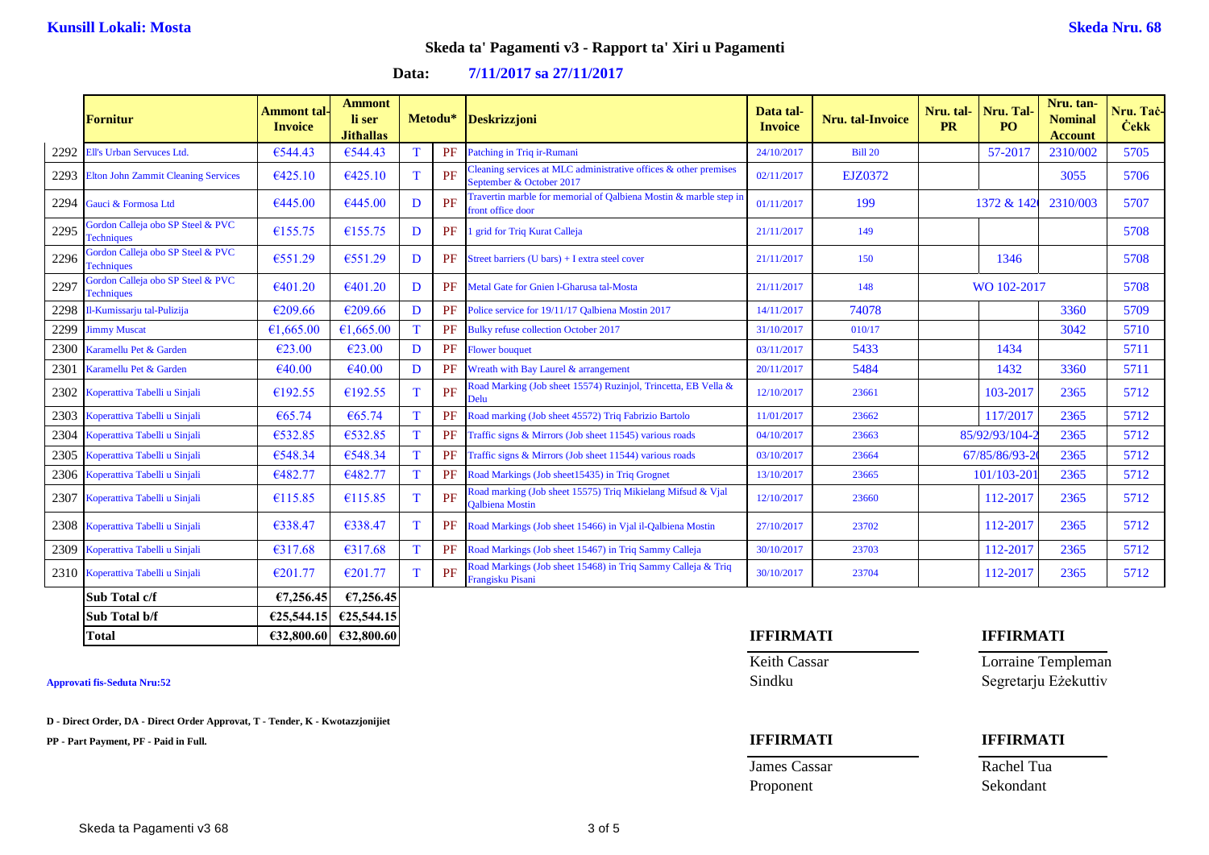**Kunsill Lokali: Mosta** **Skeda Nru. 68**

## Skeda ta' Pagamenti v3 - Rapport ta' Xiri u Pagamenti

**Data: 7/11/2017 sa 27/11/2017**

| | Fornitur | Ammont tal-Invoice | Ammont li ser Jithallas | Metodu* | | Deskrizzjoni | Data tal-Invoice | Nru. tal-Invoice | Nru. tal-PR | Nru. Tal-PO | Nru. tan-Nominal Account | Nru. Taċ-Ċekk |
|---|---|---|---|---|---|---|---|---|---|---|---|---|
| 2292 | Ell's Urban Servuces Ltd. | €544.43 | €544.43 | T | PF | Patching in Triq ir-Rumani | 24/10/2017 | Bill 20 | | 57-2017 | 2310/002 | 5705 |
| 2293 | Elton John Zammit Cleaning Services | €425.10 | €425.10 | T | PF | Cleaning services at MLC administrative offices & other premises September & October 2017 | 02/11/2017 | EJZ0372 | | | 3055 | 5706 |
| 2294 | Gauci & Formosa Ltd | €445.00 | €445.00 | D | PF | Travertin marble for memorial of Qalbiena Mostin & marble step in front office door | 01/11/2017 | 199 | 1372 & 142 | | 2310/003 | 5707 |
| 2295 | Gordon Calleja obo SP Steel & PVC Techniques | €155.75 | €155.75 | D | PF | 1 grid for Triq Kurat Calleja | 21/11/2017 | 149 | | | | 5708 |
| 2296 | Gordon Calleja obo SP Steel & PVC Techniques | €551.29 | €551.29 | D | PF | Street barriers (U bars) + I extra steel cover | 21/11/2017 | 150 | | 1346 | | 5708 |
| 2297 | Gordon Calleja obo SP Steel & PVC Techniques | €401.20 | €401.20 | D | PF | Metal Gate for Gnien l-Gharusa tal-Mosta | 21/11/2017 | 148 | WO 102-2017 | | | 5708 |
| 2298 | Il-Kumissarju tal-Pulizija | €209.66 | €209.66 | D | PF | Police service for 19/11/17 Qalbiena Mostin 2017 | 14/11/2017 | 74078 | | | 3360 | 5709 |
| 2299 | Jimmy Muscat | €1,665.00 | €1,665.00 | T | PF | Bulky refuse collection October 2017 | 31/10/2017 | 010/17 | | | 3042 | 5710 |
| 2300 | Karamellu Pet & Garden | €23.00 | €23.00 | D | PF | Flower bouquet | 03/11/2017 | 5433 | | 1434 | | 5711 |
| 2301 | Karamellu Pet & Garden | €40.00 | €40.00 | D | PF | Wreath with Bay Laurel & arrangement | 20/11/2017 | 5484 | | 1432 | 3360 | 5711 |
| 2302 | Koperattiva Tabelli u Sinjali | €192.55 | €192.55 | T | PF | Road Marking (Job sheet 15574) Ruzinjol, Trincetta, EB Vella & Delu | 12/10/2017 | 23661 | | 103-2017 | 2365 | 5712 |
| 2303 | Koperattiva Tabelli u Sinjali | €65.74 | €65.74 | T | PF | Road marking (Job sheet 45572) Triq Fabrizio Bartolo | 11/01/2017 | 23662 | | 117/2017 | 2365 | 5712 |
| 2304 | Koperattiva Tabelli u Sinjali | €532.85 | €532.85 | T | PF | Traffic signs & Mirrors (Job sheet 11545) various roads | 04/10/2017 | 23663 | 85/92/93/104-2 | | 2365 | 5712 |
| 2305 | Koperattiva Tabelli u Sinjali | €548.34 | €548.34 | T | PF | Traffic signs & Mirrors (Job sheet 11544) various roads | 03/10/2017 | 23664 | 67/85/86/93-2 | | 2365 | 5712 |
| 2306 | Koperattiva Tabelli u Sinjali | €482.77 | €482.77 | T | PF | Road Markings (Job sheet15435) in Triq Grognet | 13/10/2017 | 23665 | 101/103-201 | | 2365 | 5712 |
| 2307 | Koperattiva Tabelli u Sinjali | €115.85 | €115.85 | T | PF | Road marking (Job sheet 15575) Triq Mikielang Mifsud & Vjal Qalbiena Mostin | 12/10/2017 | 23660 | | 112-2017 | 2365 | 5712 |
| 2308 | Koperattiva Tabelli u Sinjali | €338.47 | €338.47 | T | PF | Road Markings (Job sheet 15466) in Vjal il-Qalbiena Mostin | 27/10/2017 | 23702 | | 112-2017 | 2365 | 5712 |
| 2309 | Koperattiva Tabelli u Sinjali | €317.68 | €317.68 | T | PF | Road Markings (Job sheet 15467) in Triq Sammy Calleja | 30/10/2017 | 23703 | | 112-2017 | 2365 | 5712 |
| 2310 | Koperattiva Tabelli u Sinjali | €201.77 | €201.77 | T | PF | Road Markings (Job sheet 15468) in Triq Sammy Calleja & Triq Frangisku Pisani | 30/10/2017 | 23704 | | 112-2017 | 2365 | 5712 |

| | Ammont tal-Invoice | Ammont li ser Jithallas |
|---|---|---|
| **Sub Total c/f** | **€7,256.45** | **€7,256.45** |
| **Sub Total b/f** | **€25,544.15** | **€25,544.15** |
| **Total** | **€32,800.60** | **€32,800.60** |

**Approvati fis-Seduta Nru:52**

**IFFIRMATI**

Keith Cassar
Sindku

**IFFIRMATI**

Lorraine Templeman
Segretarju Eżekuttiv

**D - Direct Order, DA - Direct Order Approvat, T - Tender, K - Kwotazzjonijiet**

**PP - Part Payment, PF - Paid in Full.**

**IFFIRMATI**

James Cassar
Proponent

**IFFIRMATI**

Rachel Tua
Sekondant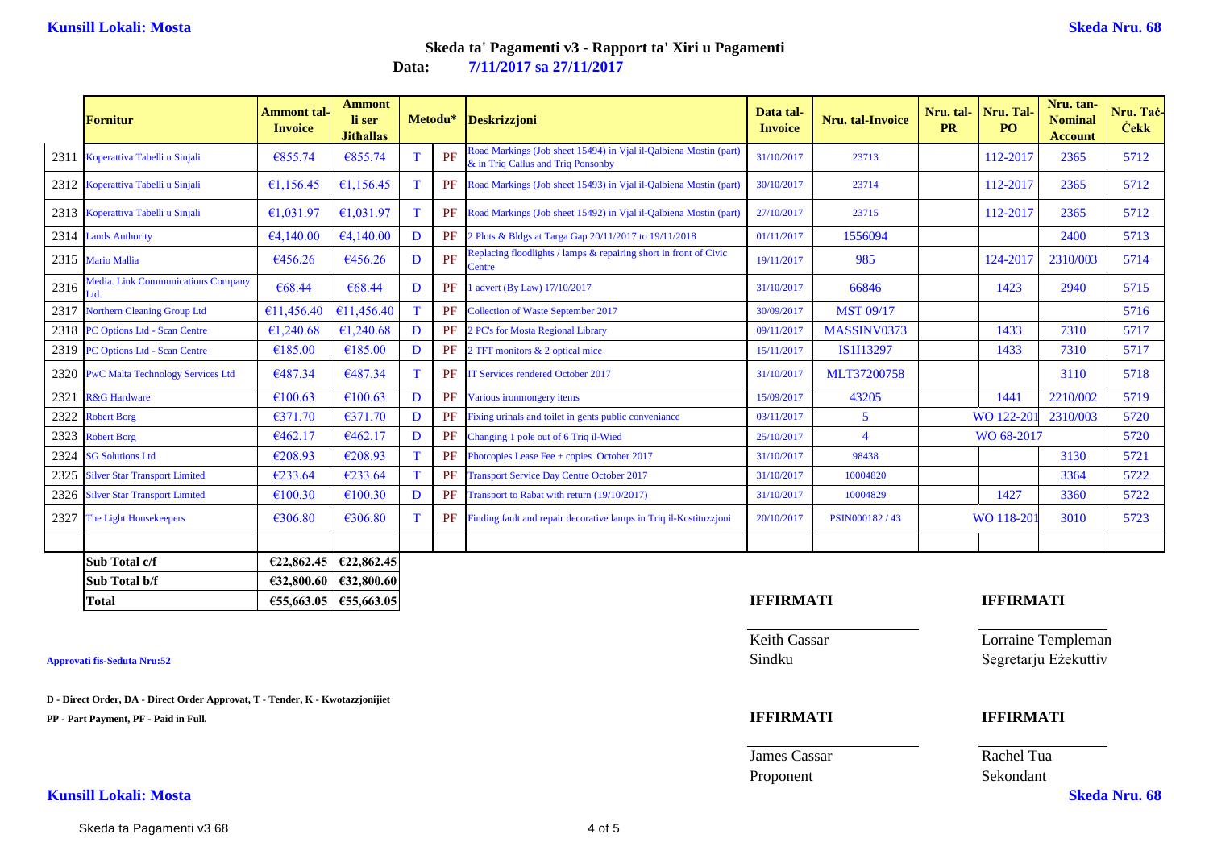**Kunsill Lokali: Mosta** **Skeda Nru. 68**

## Skeda ta' Pagamenti v3 - Rapport ta' Xiri u Pagamenti

**Data: 7/11/2017 sa 27/11/2017**

| | Fornitur | Ammont tal-Invoice | Ammont li ser Jithallas | Metodu* | | Deskrizzjoni | Data tal-Invoice | Nru. tal-Invoice | Nru. tal-PR | Nru. Tal-PO | Nru. tan-Nominal Account | Nru. Taċ-Ċekk |
|---|---|---|---|---|---|---|---|---|---|---|---|---|
| 2311 | Koperattiva Tabelli u Sinjali | €855.74 | €855.74 | T | PF | Road Markings (Job sheet 15494) in Vjal il-Qalbiena Mostin (part) & in Triq Callus and Triq Ponsonby | 31/10/2017 | 23713 | | 112-2017 | 2365 | 5712 |
| 2312 | Koperattiva Tabelli u Sinjali | €1,156.45 | €1,156.45 | T | PF | Road Markings (Job sheet 15493) in Vjal il-Qalbiena Mostin (part) | 30/10/2017 | 23714 | | 112-2017 | 2365 | 5712 |
| 2313 | Koperattiva Tabelli u Sinjali | €1,031.97 | €1,031.97 | T | PF | Road Markings (Job sheet 15492) in Vjal il-Qalbiena Mostin (part) | 27/10/2017 | 23715 | | 112-2017 | 2365 | 5712 |
| 2314 | Lands Authority | €4,140.00 | €4,140.00 | D | PF | 2 Plots & Bldgs at Targa Gap 20/11/2017 to 19/11/2018 | 01/11/2017 | 1556094 | | | 2400 | 5713 |
| 2315 | Mario Mallia | €456.26 | €456.26 | D | PF | Replacing floodlights / lamps & repairing short in front of Civic Centre | 19/11/2017 | 985 | | 124-2017 | 2310/003 | 5714 |
| 2316 | Media. Link Communications Company Ltd. | €68.44 | €68.44 | D | PF | 1 advert (By Law) 17/10/2017 | 31/10/2017 | 66846 | | 1423 | 2940 | 5715 |
| 2317 | Northern Cleaning Group Ltd | €11,456.40 | €11,456.40 | T | PF | Collection of Waste September 2017 | 30/09/2017 | MST 09/17 | | | | 5716 |
| 2318 | PC Options Ltd - Scan Centre | €1,240.68 | €1,240.68 | D | PF | 2 PC's for Mosta Regional Library | 09/11/2017 | MASSINV0373 | | 1433 | 7310 | 5717 |
| 2319 | PC Options Ltd - Scan Centre | €185.00 | €185.00 | D | PF | 2 TFT monitors & 2 optical mice | 15/11/2017 | IS1I13297 | | 1433 | 7310 | 5717 |
| 2320 | PwC Malta Technology Services Ltd | €487.34 | €487.34 | T | PF | IT Services rendered October 2017 | 31/10/2017 | MLT37200758 | | | 3110 | 5718 |
| 2321 | R&G Hardware | €100.63 | €100.63 | D | PF | Various ironmongery items | 15/09/2017 | 43205 | | 1441 | 2210/002 | 5719 |
| 2322 | Robert Borg | €371.70 | €371.70 | D | PF | Fixing urinals and toilet in gents public conveniance | 03/11/2017 | 5 | WO 122-201 | | 2310/003 | 5720 |
| 2323 | Robert Borg | €462.17 | €462.17 | D | PF | Changing 1 pole out of 6 Triq il-Wied | 25/10/2017 | 4 | WO 68-2017 | | | 5720 |
| 2324 | SG Solutions Ltd | €208.93 | €208.93 | T | PF | Photcopies Lease Fee + copies October 2017 | 31/10/2017 | 98438 | | | 3130 | 5721 |
| 2325 | Silver Star Transport Limited | €233.64 | €233.64 | T | PF | Transport Service Day Centre October 2017 | 31/10/2017 | 10004820 | | | 3364 | 5722 |
| 2326 | Silver Star Transport Limited | €100.30 | €100.30 | D | PF | Transport to Rabat with return (19/10/2017) | 31/10/2017 | 10004829 | | 1427 | 3360 | 5722 |
| 2327 | The Light Housekeepers | €306.80 | €306.80 | T | PF | Finding fault and repair decorative lamps in Triq il-Kostituzzjoni | 20/10/2017 | PSIN000182 / 43 | WO 118-201 | | 3010 | 5723 |
| | | | | | | | | | | | | |
| | **Sub Total c/f** | **€22,862.45** | **€22,862.45** | | | | | | | | | |
| | **Sub Total b/f** | **€32,800.60** | **€32,800.60** | | | | | | | | | |
| | **Total** | **€55,663.05** | **€55,663.05** | | | | | | | | | |

**Approvati fis-Seduta Nru:52**

**D - Direct Order, DA - Direct Order Approvat, T - Tender, K - Kwotazzjonijiet**

**PP - Part Payment, PF - Paid in Full.**

| **IFFIRMATI** | **IFFIRMATI** |
|---|---|
| Keith Cassar | Lorraine Templeman |
| Sindku | Segretarju Eżekuttiv |

| **IFFIRMATI** | **IFFIRMATI** |
|---|---|
| James Cassar | Rachel Tua |
| Proponent | Sekondant |

**Kunsill Lokali: Mosta** **Skeda Nru. 68**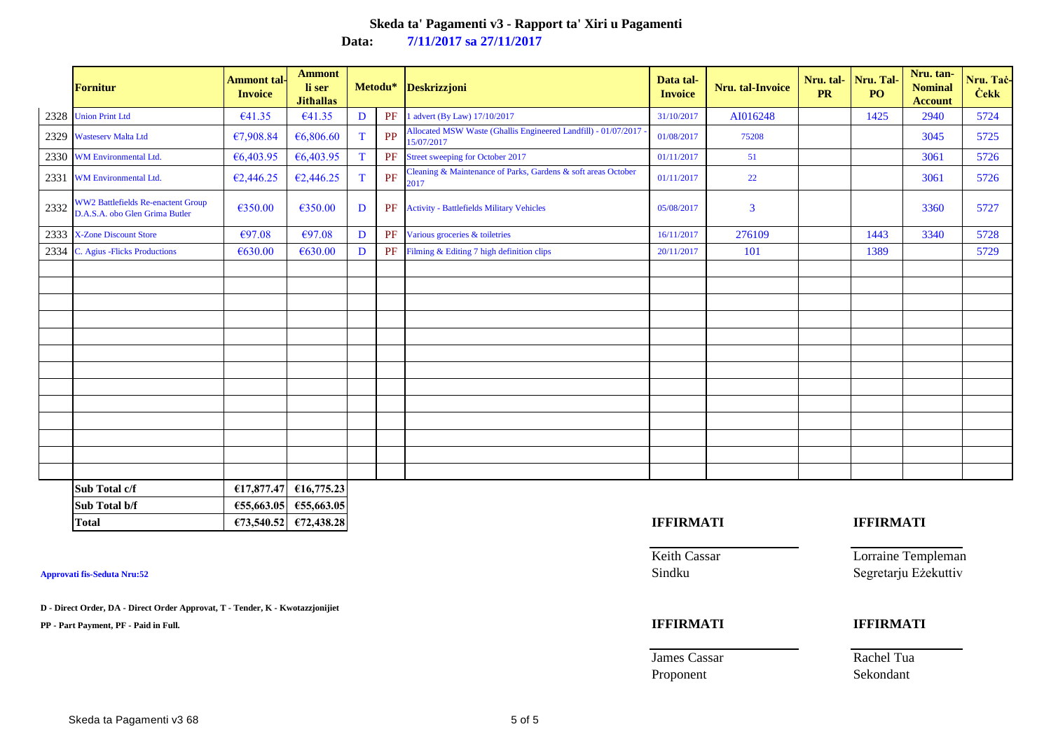# Skeda ta' Pagamenti v3 - Rapport ta' Xiri u Pagamenti

**Data: 7/11/2017 sa 27/11/2017**

| | Fornitur | Ammont tal-Invoice | Ammont li ser Jithallas | Metodu* | | Deskrizzjoni | Data tal-Invoice | Nru. tal-Invoice | Nru. tal-PR | Nru. Tal-PO | Nru. tan-Nominal Account | Nru. Taċ-Ċekk |
|---|---|---|---|---|---|---|---|---|---|---|---|---|
| 2328 | Union Print Ltd | €41.35 | €41.35 | D | PF | 1 advert (By Law) 17/10/2017 | 31/10/2017 | AI016248 | | 1425 | 2940 | 5724 |
| 2329 | Wasteserv Malta Ltd | €7,908.84 | €6,806.60 | T | PP | Allocated MSW Waste (Ghallis Engineered Landfill) - 01/07/2017 - 15/07/2017 | 01/08/2017 | 75208 | | | 3045 | 5725 |
| 2330 | WM Environmental Ltd. | €6,403.95 | €6,403.95 | T | PF | Street sweeping for October 2017 | 01/11/2017 | 51 | | | 3061 | 5726 |
| 2331 | WM Environmental Ltd. | €2,446.25 | €2,446.25 | T | PF | Cleaning & Maintenance of Parks, Gardens & soft areas October 2017 | 01/11/2017 | 22 | | | 3061 | 5726 |
| 2332 | WW2 Battlefields Re-enactent Group D.A.S.A. obo Glen Grima Butler | €350.00 | €350.00 | D | PF | Activity - Battlefields Military Vehicles | 05/08/2017 | 3 | | | 3360 | 5727 |
| 2333 | X-Zone Discount Store | €97.08 | €97.08 | D | PF | Various groceries & toiletries | 16/11/2017 | 276109 | | 1443 | 3340 | 5728 |
| 2334 | C. Agius -Flicks Productions | €630.00 | €630.00 | D | PF | Filming & Editing 7 high definition clips | 20/11/2017 | 101 | | 1389 | | 5729 |

| | | |
|---|---|---|
| **Sub Total c/f** | **€17,877.47** | **€16,775.23** |
| **Sub Total b/f** | **€55,663.05** | **€55,663.05** |
| **Total** | **€73,540.52** | **€72,438.28** |

**Approvati fis-Seduta Nru:52**

**D - Direct Order, DA - Direct Order Approvat, T - Tender, K - Kwotazzjonijiet**

**PP - Part Payment, PF - Paid in Full.**

**IFFIRMATI**

Keith Cassar
Sindku

**IFFIRMATI**

Lorraine Templeman
Segretarju Eżekuttiv

**IFFIRMATI**

James Cassar
Proponent

**IFFIRMATI**

Rachel Tua
Sekondant